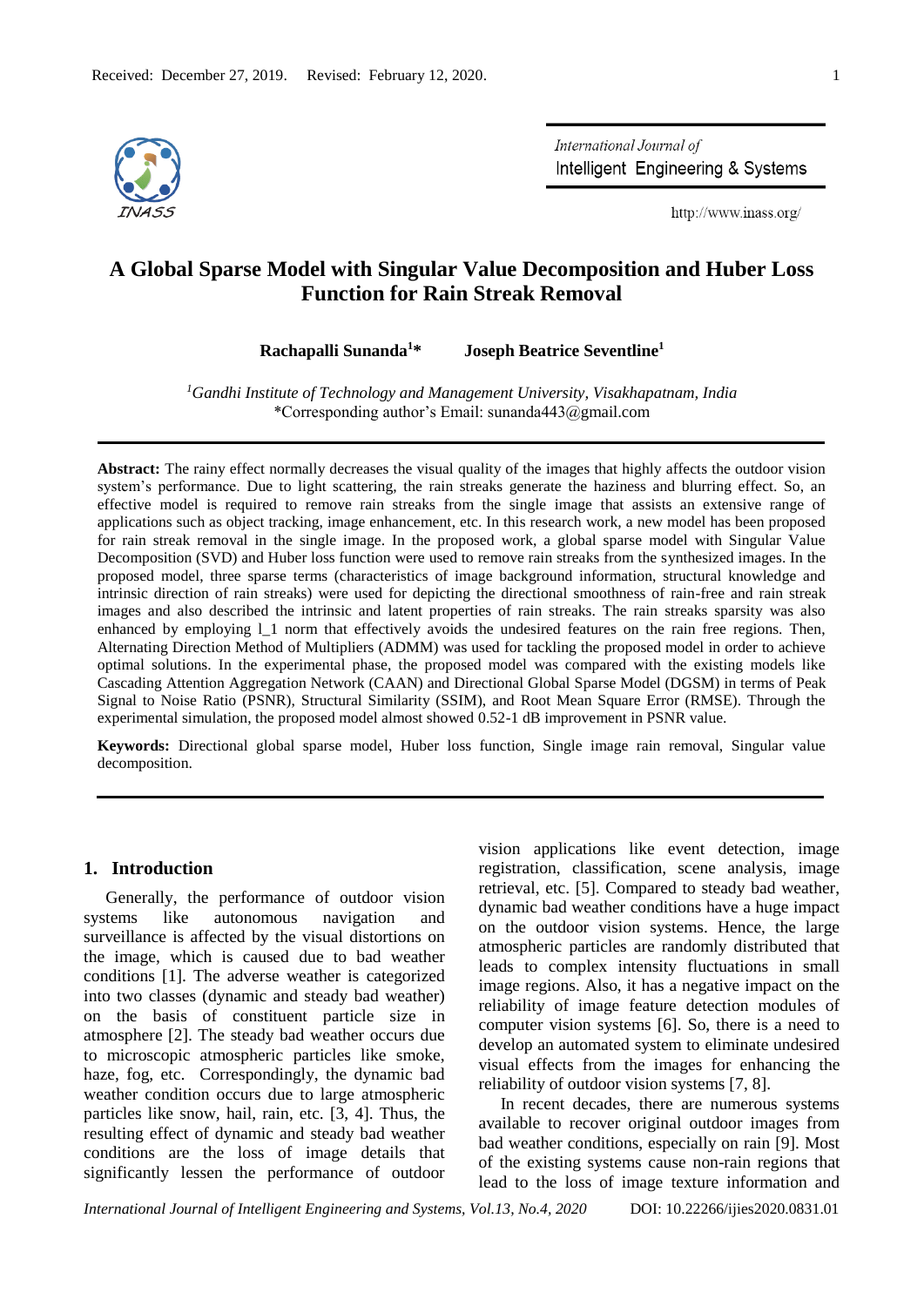Received: December 27, 2019. Revised: February 12, 2020.

# A Global Sparse Model with Singular Value Decomposition and Huber Loss Function for Rain Streak Removal

**Rachapalli Sunanda[1]*** **Joseph Beatrice Seventline[1]**

[1]*Gandhi Institute of Technology and Management University, Visakhapatnam, India*
*Corresponding author's Email: sunanda443@gmail.com

**Abstract:** The rainy effect normally decreases the visual quality of the images that highly affects the outdoor vision system's performance. Due to light scattering, the rain streaks generate the haziness and blurring effect. So, an effective model is required to remove rain streaks from the single image that assists an extensive range of applications such as object tracking, image enhancement, etc. In this research work, a new model has been proposed for rain streak removal in the single image. In the proposed work, a global sparse model with Singular Value Decomposition (SVD) and Huber loss function were used to remove rain streaks from the synthesized images. In the proposed model, three sparse terms (characteristics of image background information, structural knowledge and intrinsic direction of rain streaks) were used for depicting the directional smoothness of rain-free and rain streak images and also described the intrinsic and latent properties of rain streaks. The rain streaks sparsity was also enhanced by employing l_1 norm that effectively avoids the undesired features on the rain free regions. Then, Alternating Direction Method of Multipliers (ADMM) was used for tackling the proposed model in order to achieve optimal solutions. In the experimental phase, the proposed model was compared with the existing models like Cascading Attention Aggregation Network (CAAN) and Directional Global Sparse Model (DGSM) in terms of Peak Signal to Noise Ratio (PSNR), Structural Similarity (SSIM), and Root Mean Square Error (RMSE). Through the experimental simulation, the proposed model almost showed 0.52-1 dB improvement in PSNR value.

**Keywords:** Directional global sparse model, Huber loss function, Single image rain removal, Singular value decomposition.

## 1. Introduction

Generally, the performance of outdoor vision systems like autonomous navigation and surveillance is affected by the visual distortions on the image, which is caused due to bad weather conditions [1]. The adverse weather is categorized into two classes (dynamic and steady bad weather) on the basis of constituent particle size in atmosphere [2]. The steady bad weather occurs due to microscopic atmospheric particles like smoke, haze, fog, etc. Correspondingly, the dynamic bad weather condition occurs due to large atmospheric particles like snow, hail, rain, etc. [3, 4]. Thus, the resulting effect of dynamic and steady bad weather conditions are the loss of image details that significantly lessen the performance of outdoor vision applications like event detection, image registration, classification, scene analysis, image retrieval, etc. [5]. Compared to steady bad weather, dynamic bad weather conditions have a huge impact on the outdoor vision systems. Hence, the large atmospheric particles are randomly distributed that leads to complex intensity fluctuations in small image regions. Also, it has a negative impact on the reliability of image feature detection modules of computer vision systems [6]. So, there is a need to develop an automated system to eliminate undesired visual effects from the images for enhancing the reliability of outdoor vision systems [7, 8].

In recent decades, there are numerous systems available to recover original outdoor images from bad weather conditions, especially on rain [9]. Most of the existing systems cause non-rain regions that lead to the loss of image texture information and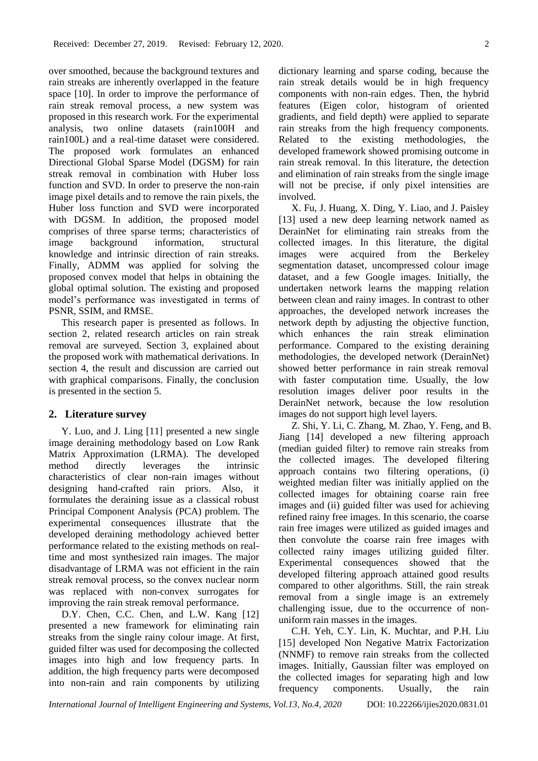over smoothed, because the background textures and rain streaks are inherently overlapped in the feature space [10]. In order to improve the performance of rain streak removal process, a new system was proposed in this research work. For the experimental analysis, two online datasets (rain100H and rain100L) and a real-time dataset were considered. The proposed work formulates an enhanced Directional Global Sparse Model (DGSM) for rain streak removal in combination with Huber loss function and SVD. In order to preserve the non-rain image pixel details and to remove the rain pixels, the Huber loss function and SVD were incorporated with DGSM. In addition, the proposed model comprises of three sparse terms; characteristics of image background information, structural knowledge and intrinsic direction of rain streaks. Finally, ADMM was applied for solving the proposed convex model that helps in obtaining the global optimal solution. The existing and proposed model's performance was investigated in terms of PSNR, SSIM, and RMSE.

This research paper is presented as follows. In section 2, related research articles on rain streak removal are surveyed. Section 3, explained about the proposed work with mathematical derivations. In section 4, the result and discussion are carried out with graphical comparisons. Finally, the conclusion is presented in the section 5.

## 2. Literature survey

Y. Luo, and J. Ling [11] presented a new single image deraining methodology based on Low Rank Matrix Approximation (LRMA). The developed method directly leverages the intrinsic characteristics of clear non-rain images without designing hand-crafted rain priors. Also, it formulates the deraining issue as a classical robust Principal Component Analysis (PCA) problem. The experimental consequences illustrate that the developed deraining methodology achieved better performance related to the existing methods on real-time and most synthesized rain images. The major disadvantage of LRMA was not efficient in the rain streak removal process, so the convex nuclear norm was replaced with non-convex surrogates for improving the rain streak removal performance.

D.Y. Chen, C.C. Chen, and L.W. Kang [12] presented a new framework for eliminating rain streaks from the single rainy colour image. At first, guided filter was used for decomposing the collected images into high and low frequency parts. In addition, the high frequency parts were decomposed into non-rain and rain components by utilizing dictionary learning and sparse coding, because the rain streak details would be in high frequency components with non-rain edges. Then, the hybrid features (Eigen color, histogram of oriented gradients, and field depth) were applied to separate rain streaks from the high frequency components. Related to the existing methodologies, the developed framework showed promising outcome in rain streak removal. In this literature, the detection and elimination of rain streaks from the single image will not be precise, if only pixel intensities are involved.

X. Fu, J. Huang, X. Ding, Y. Liao, and J. Paisley [13] used a new deep learning network named as DerainNet for eliminating rain streaks from the collected images. In this literature, the digital images were acquired from the Berkeley segmentation dataset, uncompressed colour image dataset, and a few Google images. Initially, the undertaken network learns the mapping relation between clean and rainy images. In contrast to other approaches, the developed network increases the network depth by adjusting the objective function, which enhances the rain streak elimination performance. Compared to the existing deraining methodologies, the developed network (DerainNet) showed better performance in rain streak removal with faster computation time. Usually, the low resolution images deliver poor results in the DerainNet network, because the low resolution images do not support high level layers.

Z. Shi, Y. Li, C. Zhang, M. Zhao, Y. Feng, and B. Jiang [14] developed a new filtering approach (median guided filter) to remove rain streaks from the collected images. The developed filtering approach contains two filtering operations, (i) weighted median filter was initially applied on the collected images for obtaining coarse rain free images and (ii) guided filter was used for achieving refined rainy free images. In this scenario, the coarse rain free images were utilized as guided images and then convolute the coarse rain free images with collected rainy images utilizing guided filter. Experimental consequences showed that the developed filtering approach attained good results compared to other algorithms. Still, the rain streak removal from a single image is an extremely challenging issue, due to the occurrence of non-uniform rain masses in the images.

C.H. Yeh, C.Y. Lin, K. Muchtar, and P.H. Liu [15] developed Non Negative Matrix Factorization (NNMF) to remove rain streaks from the collected images. Initially, Gaussian filter was employed on the collected images for separating high and low frequency components. Usually, the rain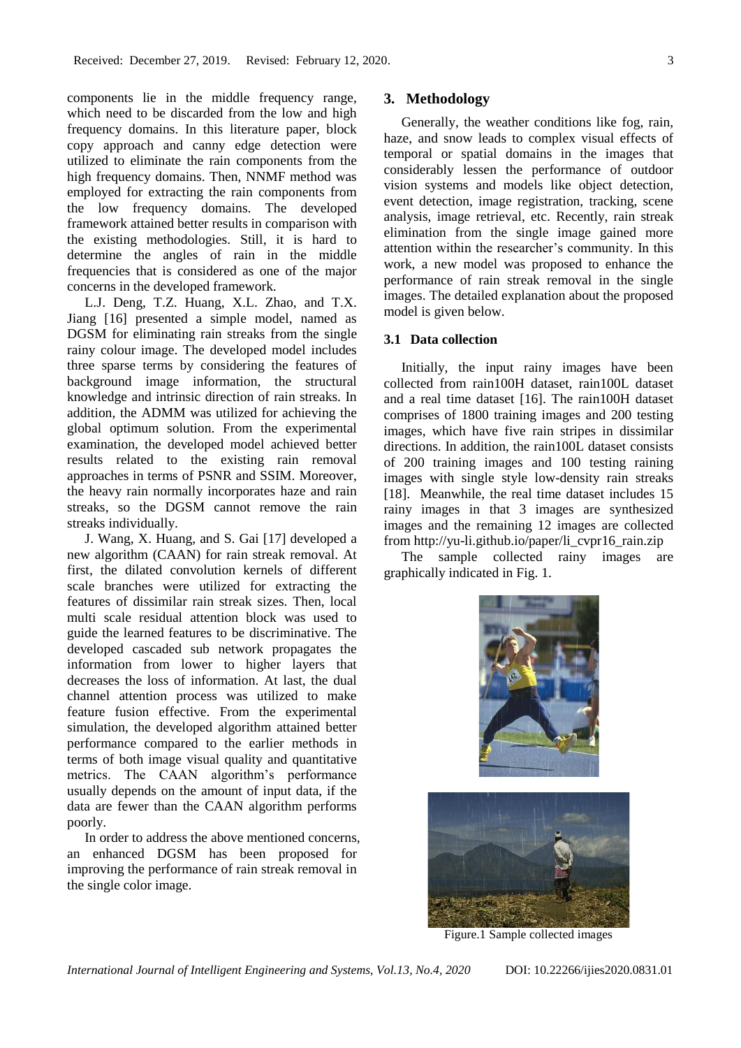components lie in the middle frequency range, which need to be discarded from the low and high frequency domains. In this literature paper, block copy approach and canny edge detection were utilized to eliminate the rain components from the high frequency domains. Then, NNMF method was employed for extracting the rain components from the low frequency domains. The developed framework attained better results in comparison with the existing methodologies. Still, it is hard to determine the angles of rain in the middle frequencies that is considered as one of the major concerns in the developed framework.

L.J. Deng, T.Z. Huang, X.L. Zhao, and T.X. Jiang [16] presented a simple model, named as DGSM for eliminating rain streaks from the single rainy colour image. The developed model includes three sparse terms by considering the features of background image information, the structural knowledge and intrinsic direction of rain streaks. In addition, the ADMM was utilized for achieving the global optimum solution. From the experimental examination, the developed model achieved better results related to the existing rain removal approaches in terms of PSNR and SSIM. Moreover, the heavy rain normally incorporates haze and rain streaks, so the DGSM cannot remove the rain streaks individually.

J. Wang, X. Huang, and S. Gai [17] developed a new algorithm (CAAN) for rain streak removal. At first, the dilated convolution kernels of different scale branches were utilized for extracting the features of dissimilar rain streak sizes. Then, local multi scale residual attention block was used to guide the learned features to be discriminative. The developed cascaded sub network propagates the information from lower to higher layers that decreases the loss of information. At last, the dual channel attention process was utilized to make feature fusion effective. From the experimental simulation, the developed algorithm attained better performance compared to the earlier methods in terms of both image visual quality and quantitative metrics. The CAAN algorithm's performance usually depends on the amount of input data, if the data are fewer than the CAAN algorithm performs poorly.

In order to address the above mentioned concerns, an enhanced DGSM has been proposed for improving the performance of rain streak removal in the single color image.

## 3. Methodology

Generally, the weather conditions like fog, rain, haze, and snow leads to complex visual effects of temporal or spatial domains in the images that considerably lessen the performance of outdoor vision systems and models like object detection, event detection, image registration, tracking, scene analysis, image retrieval, etc. Recently, rain streak elimination from the single image gained more attention within the researcher's community. In this work, a new model was proposed to enhance the performance of rain streak removal in the single images. The detailed explanation about the proposed model is given below.

### 3.1 Data collection

Initially, the input rainy images have been collected from rain100H dataset, rain100L dataset and a real time dataset [16]. The rain100H dataset comprises of 1800 training images and 200 testing images, which have five rain stripes in dissimilar directions. In addition, the rain100L dataset consists of 200 training images and 100 testing raining images with single style low-density rain streaks [18]. Meanwhile, the real time dataset includes 15 rainy images in that 3 images are synthesized images and the remaining 12 images are collected from http://yu-li.github.io/paper/li_cvpr16_rain.zip

The sample collected rainy images are graphically indicated in Fig. 1.

Figure.1 Sample collected images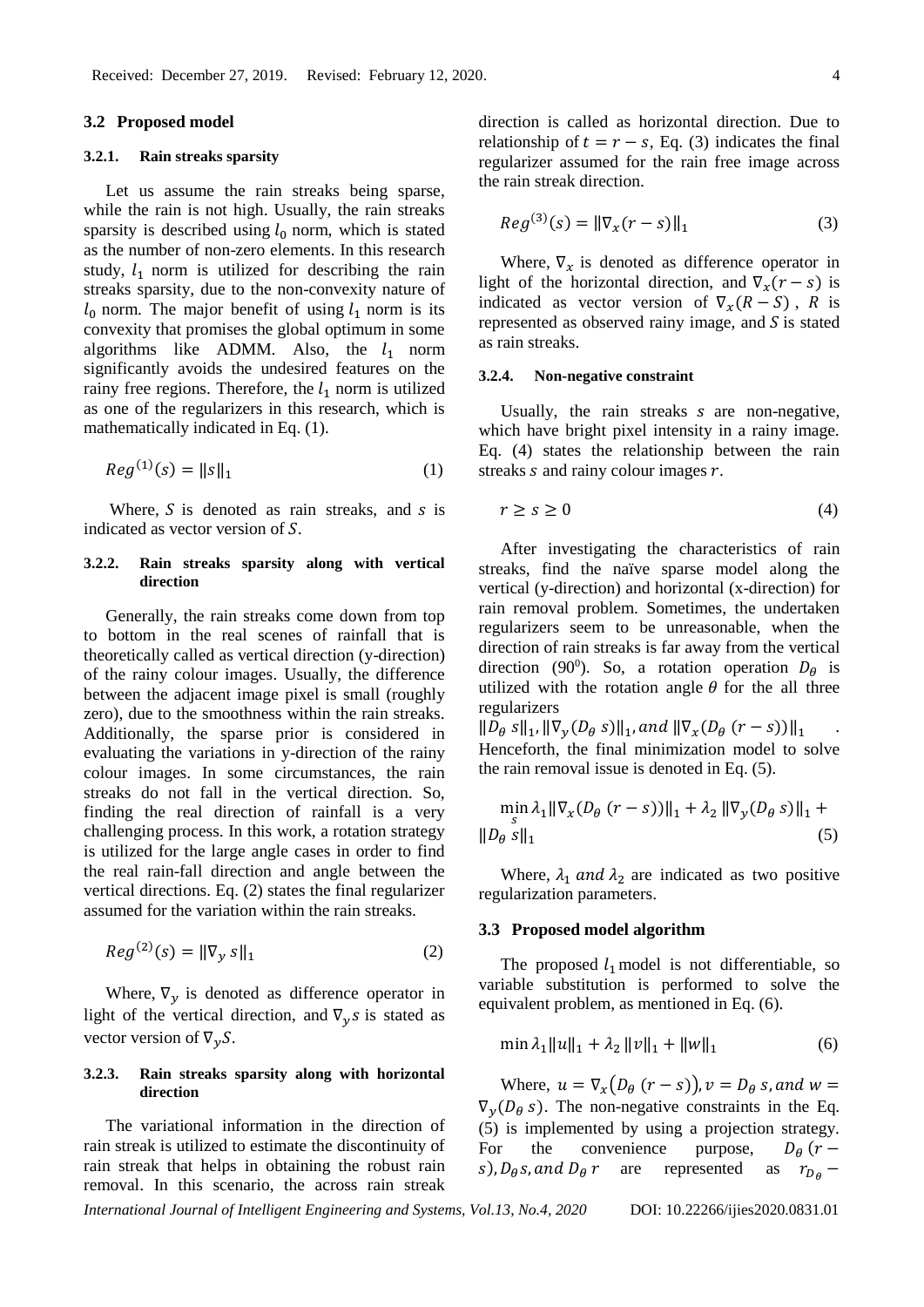### 3.2 Proposed model

#### 3.2.1. Rain streaks sparsity

Let us assume the rain streaks being sparse, while the rain is not high. Usually, the rain streaks sparsity is described using $l_0$ norm, which is stated as the number of non-zero elements. In this research study, $l_1$ norm is utilized for describing the rain streaks sparsity, due to the non-convexity nature of $l_0$ norm. The major benefit of using $l_1$ norm is its convexity that promises the global optimum in some algorithms like ADMM. Also, the $l_1$ norm significantly avoids the undesired features on the rainy free regions. Therefore, the $l_1$ norm is utilized as one of the regularizers in this research, which is mathematically indicated in Eq. (1).

$$Reg^{(1)}(s) = \|s\|_1 \tag{1}$$

Where, $S$ is denoted as rain streaks, and $s$ is indicated as vector version of $S$.

#### 3.2.2. Rain streaks sparsity along with vertical direction

Generally, the rain streaks come down from top to bottom in the real scenes of rainfall that is theoretically called as vertical direction (y-direction) of the rainy colour images. Usually, the difference between the adjacent image pixel is small (roughly zero), due to the smoothness within the rain streaks. Additionally, the sparse prior is considered in evaluating the variations in y-direction of the rainy colour images. In some circumstances, the rain streaks do not fall in the vertical direction. So, finding the real direction of rainfall is a very challenging process. In this work, a rotation strategy is utilized for the large angle cases in order to find the real rain-fall direction and angle between the vertical directions. Eq. (2) states the final regularizer assumed for the variation within the rain streaks.

$$Reg^{(2)}(s) = \|\nabla_y s\|_1 \tag{2}$$

Where, $\nabla_y$ is denoted as difference operator in light of the vertical direction, and $\nabla_y s$ is stated as vector version of $\nabla_y S$.

#### 3.2.3. Rain streaks sparsity along with horizontal direction

The variational information in the direction of rain streak is utilized to estimate the discontinuity of rain streak that helps in obtaining the robust rain removal. In this scenario, the across rain streak direction is called as horizontal direction. Due to relationship of $t = r - s$, Eq. (3) indicates the final regularizer assumed for the rain free image across the rain streak direction.

$$Reg^{(3)}(s) = \|\nabla_x (r - s)\|_1 \tag{3}$$

Where, $\nabla_x$ is denoted as difference operator in light of the horizontal direction, and $\nabla_x (r - s)$ is indicated as vector version of $\nabla_x (R - S)$, $R$ is represented as observed rainy image, and $S$ is stated as rain streaks.

#### 3.2.4. Non-negative constraint

Usually, the rain streaks $s$ are non-negative, which have bright pixel intensity in a rainy image. Eq. (4) states the relationship between the rain streaks $s$ and rainy colour images $r$.

$$r \geq s \geq 0 \tag{4}$$

After investigating the characteristics of rain streaks, find the naïve sparse model along the vertical (y-direction) and horizontal (x-direction) for rain removal problem. Sometimes, the undertaken regularizers seem to be unreasonable, when the direction of rain streaks is far away from the vertical direction ($90^0$). So, a rotation operation $D_\theta$ is utilized with the rotation angle $\theta$ for the all three regularizers $\|D_\theta\, s\|_1, \|\nabla_y (D_\theta\, s)\|_1, and\ \|\nabla_x (D_\theta\, (r - s))\|_1$. Henceforth, the final minimization model to solve the rain removal issue is denoted in Eq. (5).

$$\min_s \lambda_1 \|\nabla_x (D_\theta\, (r - s))\|_1 + \lambda_2\, \|\nabla_y (D_\theta\, s)\|_1 + \|D_\theta\, s\|_1 \tag{5}$$

Where, $\lambda_1\ and\ \lambda_2$ are indicated as two positive regularization parameters.

### 3.3 Proposed model algorithm

The proposed $l_1$ model is not differentiable, so variable substitution is performed to solve the equivalent problem, as mentioned in Eq. (6).

$$\min \lambda_1 \|u\|_1 + \lambda_2\, \|v\|_1 + \|w\|_1 \tag{6}$$

Where, $u = \nabla_x \big(D_\theta\, (r - s)\big), v = D_\theta\, s, and\ w = \nabla_y (D_\theta\, s)$. The non-negative constraints in the Eq. (5) is implemented by using a projection strategy. For the convenience purpose, $D_\theta\, (r - s), D_\theta s, and\ D_\theta\, r$ are represented as $r_{D_\theta} -$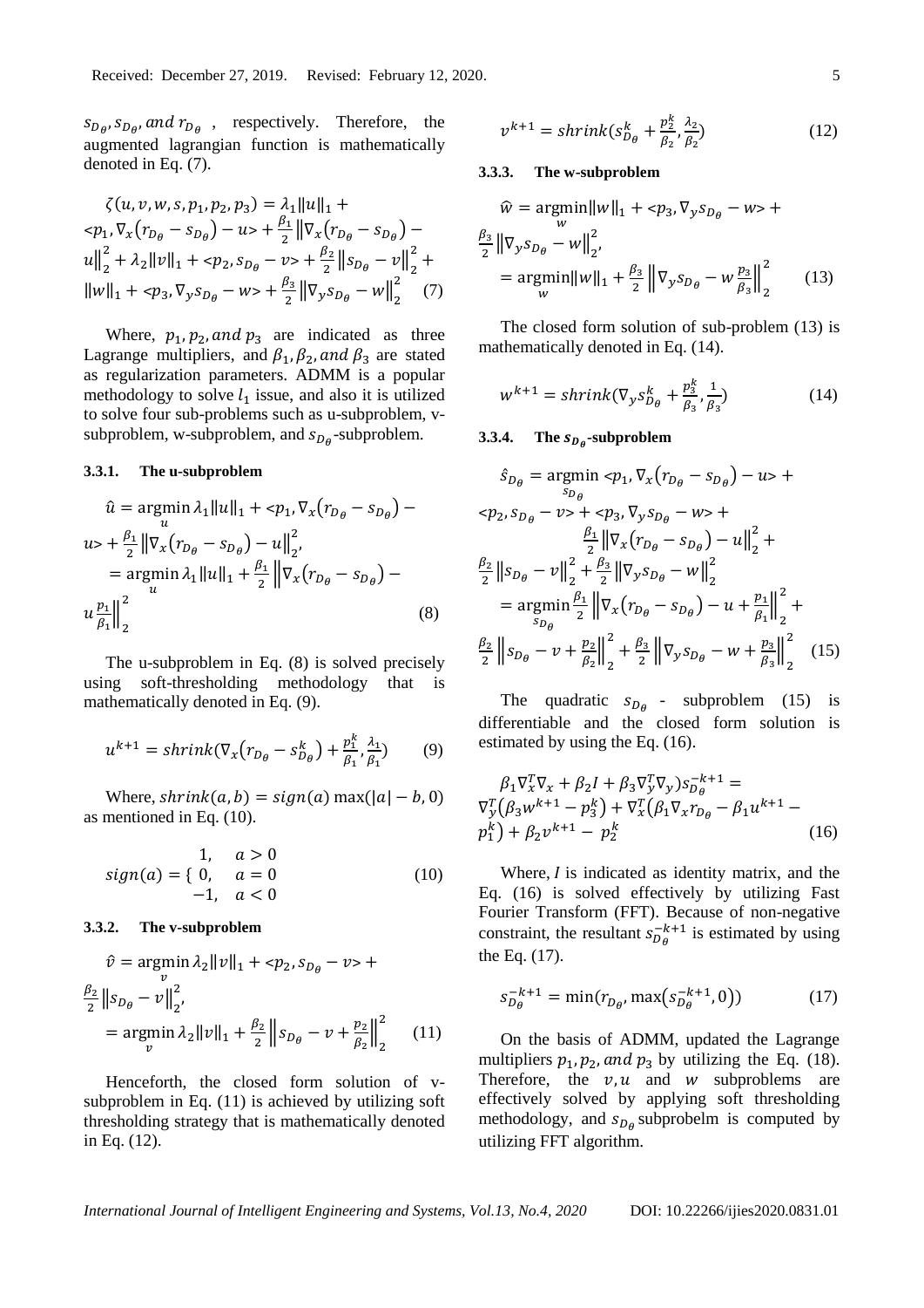$s_{D_\theta}, s_{D_\theta}, and\ r_{D_\theta}$ , respectively. Therefore, the augmented lagrangian function is mathematically denoted in Eq. (7).

$$\zeta(u, v, w, s, p_1, p_2, p_3) = \lambda_1\|u\|_1 + \langle p_1, \nabla_x(r_{D_\theta} - s_{D_\theta}) - u\rangle + \frac{\beta_1}{2}\left\|\nabla_x(r_{D_\theta} - s_{D_\theta}) - u\right\|_2^2 + \lambda_2\|v\|_1 + \langle p_2, s_{D_\theta} - v\rangle + \frac{\beta_2}{2}\left\|s_{D_\theta} - v\right\|_2^2 + \|w\|_1 + \langle p_3, \nabla_y s_{D_\theta} - w\rangle + \frac{\beta_3}{2}\left\|\nabla_y s_{D_\theta} - w\right\|_2^2 \quad (7)$$

Where, $p_1, p_2, and\ p_3$ are indicated as three Lagrange multipliers, and $\beta_1, \beta_2, and\ \beta_3$ are stated as regularization parameters. ADMM is a popular methodology to solve $l_1$ issue, and also it is utilized to solve four sub-problems such as u-subproblem, v-subproblem, w-subproblem, and $s_{D_\theta}$-subproblem.

### 3.3.1. The u-subproblem

$$\hat{u} = \underset{u}{\operatorname{argmin}}\, \lambda_1\|u\|_1 + \langle p_1, \nabla_x(r_{D_\theta} - s_{D_\theta}) - u\rangle + \frac{\beta_1}{2}\left\|\nabla_x(r_{D_\theta} - s_{D_\theta}) - u\right\|_2^2,$$
$$= \underset{u}{\operatorname{argmin}}\, \lambda_1\|u\|_1 + \frac{\beta_1}{2}\left\|\nabla_x(r_{D_\theta} - s_{D_\theta}) - u\frac{p_1}{\beta_1}\right\|_2^2 \quad (8)$$

The u-subproblem in Eq. (8) is solved precisely using soft-thresholding methodology that is mathematically denoted in Eq. (9).

$$u^{k+1} = shrink(\nabla_x(r_{D_\theta} - s_{D_\theta}^k) + \frac{p_1^k}{\beta_1}, \frac{\lambda_1}{\beta_1}) \quad (9)$$

Where, $shrink(a, b) = sign(a)\max(|a| - b, 0)$ as mentioned in Eq. (10).

$$sign(a) = \begin{cases} 1, & a > 0 \\ 0, & a = 0 \\ -1, & a < 0 \end{cases} \quad (10)$$

### 3.3.2. The v-subproblem

$$\hat{v} = \underset{v}{\operatorname{argmin}}\, \lambda_2\|v\|_1 + \langle p_2, s_{D_\theta} - v\rangle + \frac{\beta_2}{2}\left\|s_{D_\theta} - v\right\|_2^2,$$
$$= \underset{v}{\operatorname{argmin}}\, \lambda_2\|v\|_1 + \frac{\beta_2}{2}\left\|s_{D_\theta} - v + \frac{p_2}{\beta_2}\right\|_2^2 \quad (11)$$

Henceforth, the closed form solution of v-subproblem in Eq. (11) is achieved by utilizing soft thresholding strategy that is mathematically denoted in Eq. (12).

$$v^{k+1} = shrink(s_{D_\theta}^k + \frac{p_2^k}{\beta_2}, \frac{\lambda_2}{\beta_2}) \quad (12)$$

### 3.3.3. The w-subproblem

$$\hat{w} = \underset{w}{\operatorname{argmin}}\|w\|_1 + \langle p_3, \nabla_y s_{D_\theta} - w\rangle + \frac{\beta_3}{2}\left\|\nabla_y s_{D_\theta} - w\right\|_2^2,$$
$$= \underset{w}{\operatorname{argmin}}\|w\|_1 + \frac{\beta_3}{2}\left\|\nabla_y s_{D_\theta} - w\frac{p_3}{\beta_3}\right\|_2^2 \quad (13)$$

The closed form solution of sub-problem (13) is mathematically denoted in Eq. (14).

$$w^{k+1} = shrink(\nabla_y s_{D_\theta}^k + \frac{p_3^k}{\beta_3}, \frac{1}{\beta_3}) \quad (14)$$

### 3.3.4. The $s_{D_\theta}$-subproblem

$$\hat{s}_{D_\theta} = \underset{s_{D_\theta}}{\operatorname{argmin}} \langle p_1, \nabla_x(r_{D_\theta} - s_{D_\theta}) - u\rangle + \langle p_2, s_{D_\theta} - v\rangle + \langle p_3, \nabla_y s_{D_\theta} - w\rangle + \frac{\beta_1}{2}\left\|\nabla_x(r_{D_\theta} - s_{D_\theta}) - u\right\|_2^2 + \frac{\beta_2}{2}\left\|s_{D_\theta} - v\right\|_2^2 + \frac{\beta_3}{2}\left\|\nabla_y s_{D_\theta} - w\right\|_2^2$$
$$= \underset{s_{D_\theta}}{\operatorname{argmin}} \frac{\beta_1}{2}\left\|\nabla_x(r_{D_\theta} - s_{D_\theta}) - u + \frac{p_1}{\beta_1}\right\|_2^2 + \frac{\beta_2}{2}\left\|s_{D_\theta} - v + \frac{p_2}{\beta_2}\right\|_2^2 + \frac{\beta_3}{2}\left\|\nabla_y s_{D_\theta} - w + \frac{p_3}{\beta_3}\right\|_2^2 \quad (15)$$

The quadratic $s_{D_\theta}$ - subproblem (15) is differentiable and the closed form solution is estimated by using the Eq. (16).

$$\beta_1\nabla_x^T\nabla_x + \beta_2 I + \beta_3\nabla_y^T\nabla_y)s_{D_\theta}^{-k+1} = \nabla_y^T(\beta_3 w^{k+1} - p_3^k) + \nabla_x^T(\beta_1\nabla_x r_{D_\theta} - \beta_1 u^{k+1} - p_1^k) + \beta_2 v^{k+1} - p_2^k \quad (16)$$

Where, $I$ is indicated as identity matrix, and the Eq. (16) is solved effectively by utilizing Fast Fourier Transform (FFT). Because of non-negative constraint, the resultant $s_{D_\theta}^{-k+1}$ is estimated by using the Eq. (17).

$$s_{D_\theta}^{-k+1} = \min(r_{D_\theta}, \max(s_{D_\theta}^{-k+1}, 0)) \quad (17)$$

On the basis of ADMM, updated the Lagrange multipliers $p_1, p_2, and\ p_3$ by utilizing the Eq. (18). Therefore, the $v, u$ and $w$ subproblems are effectively solved by applying soft thresholding methodology, and $s_{D_\theta}$ subprobelm is computed by utilizing FFT algorithm.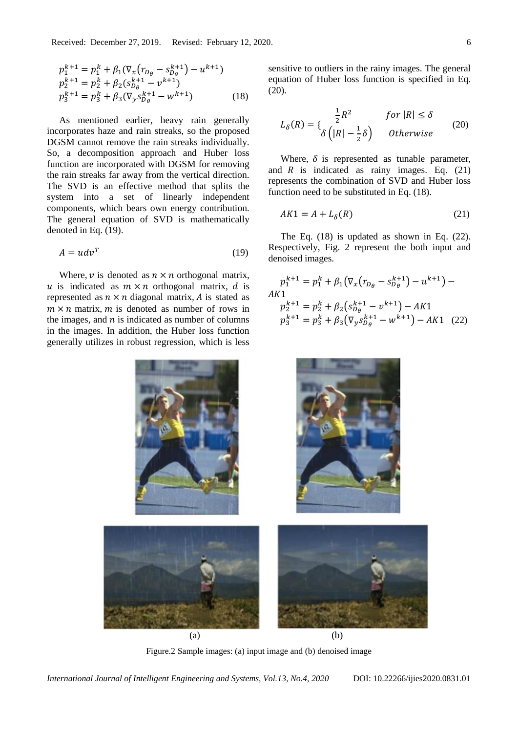$$p_1^{k+1} = p_1^k + \beta_1(\nabla_x(r_{D_\theta} - s_{D_\theta}^{k+1}) - u^{k+1})$$
$$p_2^{k+1} = p_2^k + \beta_2(s_{D_\theta}^{k+1} - v^{k+1})$$
$$p_3^{k+1} = p_3^k + \beta_3(\nabla_y s_{D_\theta}^{k+1} - w^{k+1}) \quad (18)$$

As mentioned earlier, heavy rain generally incorporates haze and rain streaks, so the proposed DGSM cannot remove the rain streaks individually. So, a decomposition approach and Huber loss function are incorporated with DGSM for removing the rain streaks far away from the vertical direction. The SVD is an effective method that splits the system into a set of linearly independent components, which bears own energy contribution. The general equation of SVD is mathematically denoted in Eq. (19).

$$A = udv^T \quad (19)$$

Where, $v$ is denoted as $n \times n$ orthogonal matrix, $u$ is indicated as $m \times n$ orthogonal matrix, $d$ is represented as $n \times n$ diagonal matrix, $A$ is stated as $m \times n$ matrix, $m$ is denoted as number of rows in the images, and $n$ is indicated as number of columns in the images. In addition, the Huber loss function generally utilizes in robust regression, which is less sensitive to outliers in the rainy images. The general equation of Huber loss function is specified in Eq. (20).

$$L_\delta(R) = \begin{cases} \frac{1}{2}R^2 & for\ |R| \leq \delta \\ \delta\left(|R| - \frac{1}{2}\delta\right) & Otherwise \end{cases} \quad (20)$$

Where, $\delta$ is represented as tunable parameter, and $R$ is indicated as rainy images. Eq. (21) represents the combination of SVD and Huber loss function need to be substituted in Eq. (18).

$$AK1 = A + L_\delta(R) \quad (21)$$

The Eq. (18) is updated as shown in Eq. (22). Respectively, Fig. 2 represent the both input and denoised images.

$$p_1^{k+1} = p_1^k + \beta_1\left(\nabla_x\left(r_{D_\theta} - s_{D_\theta}^{k+1}\right) - u^{k+1}\right) - AK1$$
$$p_2^{k+1} = p_2^k + \beta_2\left(s_{D_\theta}^{k+1} - v^{k+1}\right) - AK1$$
$$p_3^{k+1} = p_3^k + \beta_3\left(\nabla_y s_{D_\theta}^{k+1} - w^{k+1}\right) - AK1 \quad (22)$$

(a) (b)

Figure.2 Sample images: (a) input image and (b) denoised image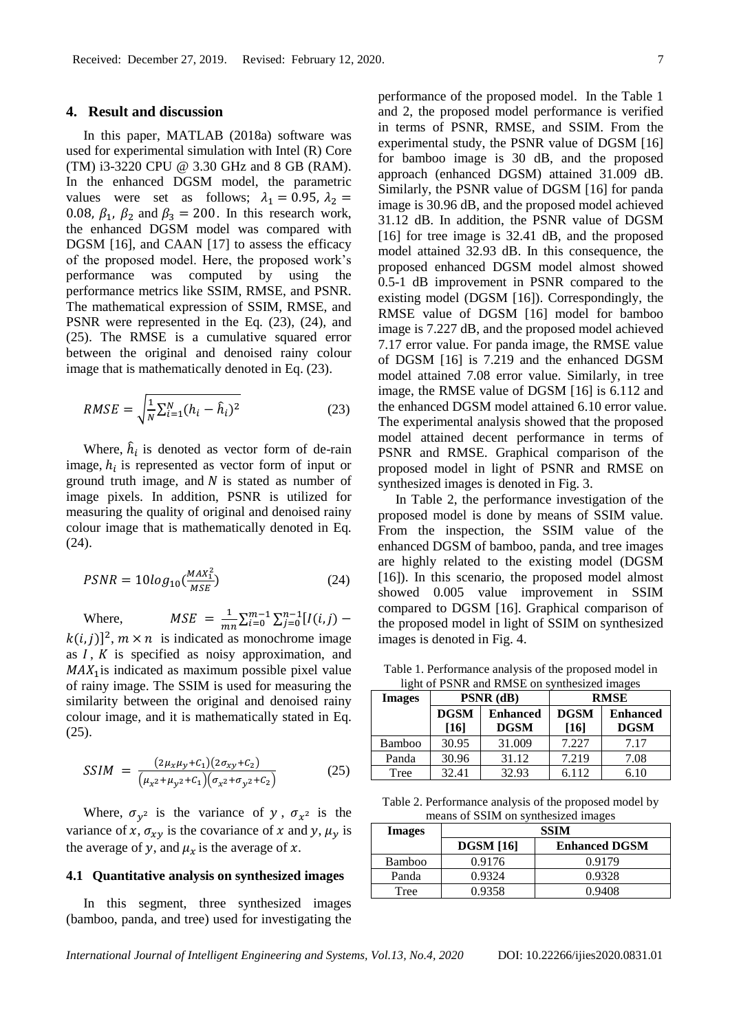## 4. Result and discussion

In this paper, MATLAB (2018a) software was used for experimental simulation with Intel (R) Core (TM) i3-3220 CPU @ 3.30 GHz and 8 GB (RAM). In the enhanced DGSM model, the parametric values were set as follows; $\lambda_1 = 0.95$, $\lambda_2 = 0.08$, $\beta_1$, $\beta_2$ and $\beta_3 = 200$. In this research work, the enhanced DGSM model was compared with DGSM [16], and CAAN [17] to assess the efficacy of the proposed model. Here, the proposed work's performance was computed by using the performance metrics like SSIM, RMSE, and PSNR. The mathematical expression of SSIM, RMSE, and PSNR were represented in the Eq. (23), (24), and (25). The RMSE is a cumulative squared error between the original and denoised rainy colour image that is mathematically denoted in Eq. (23).

$$RMSE = \sqrt{\frac{1}{N}\sum_{i=1}^{N}(h_i - \hat{h}_i)^2} \tag{23}$$

Where, $\hat{h}_i$ is denoted as vector form of de-rain image, $h_i$ is represented as vector form of input or ground truth image, and $N$ is stated as number of image pixels. In addition, PSNR is utilized for measuring the quality of original and denoised rainy colour image that is mathematically denoted in Eq. (24).

$$PSNR = 10log_{10}(\frac{MAX_1^2}{MSE}) \tag{24}$$

Where, $MSE = \frac{1}{mn}\sum_{i=0}^{m-1}\sum_{j=0}^{n-1}[I(i,j) - k(i,j)]^2$, $m \times n$ is indicated as monochrome image as $I$, $K$ is specified as noisy approximation, and $MAX_1$ is indicated as maximum possible pixel value of rainy image. The SSIM is used for measuring the similarity between the original and denoised rainy colour image, and it is mathematically stated in Eq. (25).

$$SSIM = \frac{(2\mu_x\mu_y + C_1)(2\sigma_{xy} + C_2)}{(\mu_{x^2} + \mu_{y^2} + C_1)(\sigma_{x^2} + \sigma_{y^2} + C_2)} \tag{25}$$

Where, $\sigma_{y^2}$ is the variance of $y$, $\sigma_{x^2}$ is the variance of $x$, $\sigma_{xy}$ is the covariance of $x$ and $y$, $\mu_y$ is the average of $y$, and $\mu_x$ is the average of $x$.

### 4.1 Quantitative analysis on synthesized images

In this segment, three synthesized images (bamboo, panda, and tree) used for investigating the performance of the proposed model. In the Table 1 and 2, the proposed model performance is verified in terms of PSNR, RMSE, and SSIM. From the experimental study, the PSNR value of DGSM [16] for bamboo image is 30 dB, and the proposed approach (enhanced DGSM) attained 31.009 dB. Similarly, the PSNR value of DGSM [16] for panda image is 30.96 dB, and the proposed model achieved 31.12 dB. In addition, the PSNR value of DGSM [16] for tree image is 32.41 dB, and the proposed model attained 32.93 dB. In this consequence, the proposed enhanced DGSM model almost showed 0.5-1 dB improvement in PSNR compared to the existing model (DGSM [16]). Correspondingly, the RMSE value of DGSM [16] model for bamboo image is 7.227 dB, and the proposed model achieved 7.17 error value. For panda image, the RMSE value of DGSM [16] is 7.219 and the enhanced DGSM model attained 7.08 error value. Similarly, in tree image, the RMSE value of DGSM [16] is 6.112 and the enhanced DGSM model attained 6.10 error value. The experimental analysis showed that the proposed model attained decent performance in terms of PSNR and RMSE. Graphical comparison of the proposed model in light of PSNR and RMSE on synthesized images is denoted in Fig. 3.

In Table 2, the performance investigation of the proposed model is done by means of SSIM value. From the inspection, the SSIM value of the enhanced DGSM of bamboo, panda, and tree images are highly related to the existing model (DGSM [16]). In this scenario, the proposed model almost showed 0.005 value improvement in SSIM compared to DGSM [16]. Graphical comparison of the proposed model in light of SSIM on synthesized images is denoted in Fig. 4.

Table 1. Performance analysis of the proposed model in light of PSNR and RMSE on synthesized images

| Images | PSNR (dB) | | RMSE | |
|---|---|---|---|---|
| | DGSM [16] | Enhanced DGSM | DGSM [16] | Enhanced DGSM |
| Bamboo | 30.95 | 31.009 | 7.227 | 7.17 |
| Panda | 30.96 | 31.12 | 7.219 | 7.08 |
| Tree | 32.41 | 32.93 | 6.112 | 6.10 |

Table 2. Performance analysis of the proposed model by means of SSIM on synthesized images

| Images | SSIM | |
|---|---|---|
| | DGSM [16] | Enhanced DGSM |
| Bamboo | 0.9176 | 0.9179 |
| Panda | 0.9324 | 0.9328 |
| Tree | 0.9358 | 0.9408 |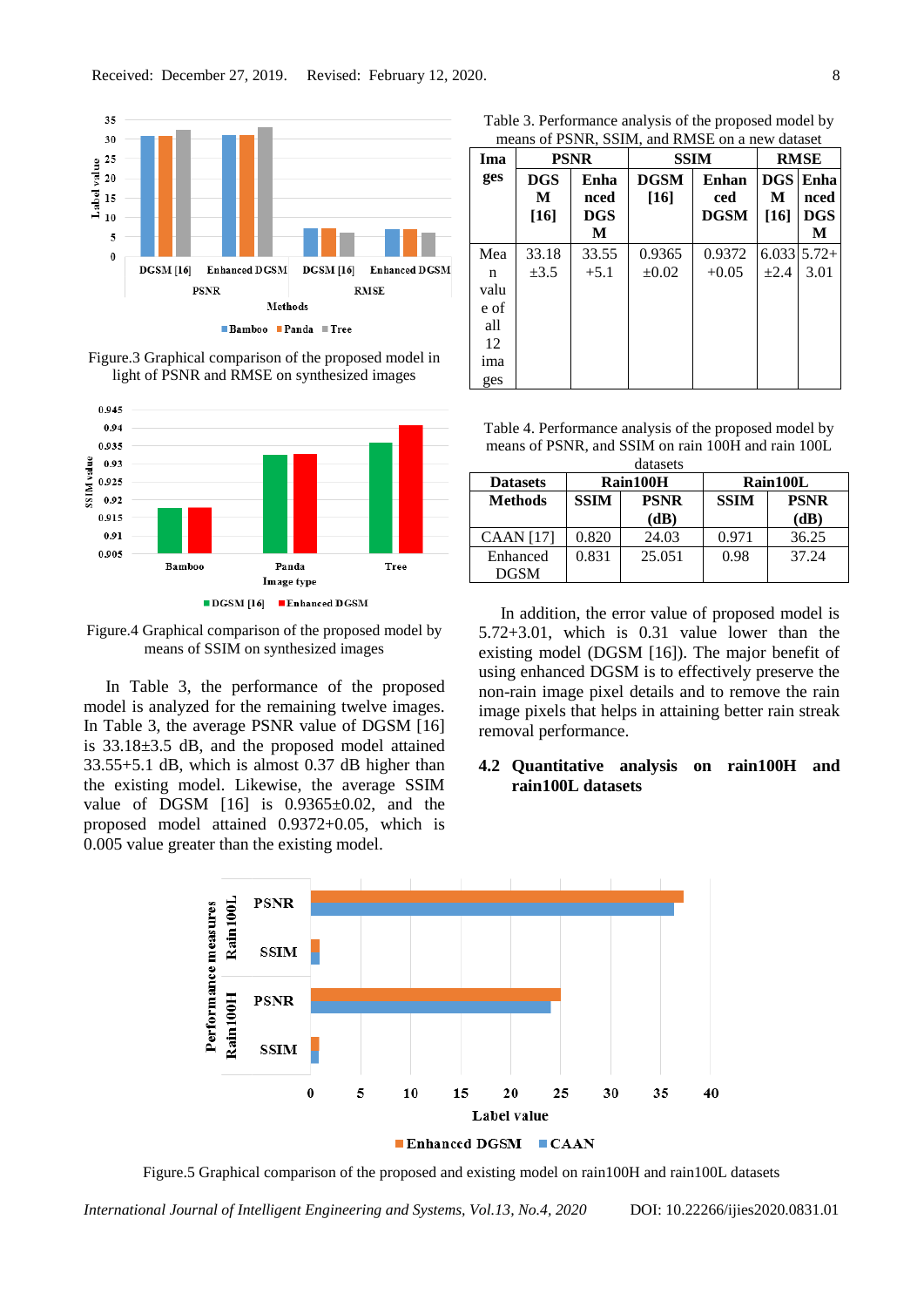Figure.3 Graphical comparison of the proposed model in light of PSNR and RMSE on synthesized images

Figure.4 Graphical comparison of the proposed model by means of SSIM on synthesized images

In Table 3, the performance of the proposed model is analyzed for the remaining twelve images. In Table 3, the average PSNR value of DGSM [16] is 33.18±3.5 dB, and the proposed model attained 33.55+5.1 dB, which is almost 0.37 dB higher than the existing model. Likewise, the average SSIM value of DGSM [16] is 0.9365±0.02, and the proposed model attained 0.9372+0.05, which is 0.005 value greater than the existing model.

Table 3. Performance analysis of the proposed model by means of PSNR, SSIM, and RMSE on a new dataset

| Images | PSNR | | SSIM | | RMSE | |
|---|---|---|---|---|---|---|
| | DGSM [16] | Enhanced DGSM | DGSM [16] | Enhanced DGSM | DGSM [16] | Enhanced DGSM |
| Mean value of all 12 images | 33.18 ±3.5 | 33.55 +5.1 | 0.9365 ±0.02 | 0.9372 +0.05 | 6.033 ±2.4 | 5.72+ 3.01 |

Table 4. Performance analysis of the proposed model by means of PSNR, and SSIM on rain 100H and rain 100L datasets

| Datasets | Rain100H | | Rain100L | |
|---|---|---|---|---|
| Methods | SSIM | PSNR (dB) | SSIM | PSNR (dB) |
| CAAN [17] | 0.820 | 24.03 | 0.971 | 36.25 |
| Enhanced DGSM | 0.831 | 25.051 | 0.98 | 37.24 |

In addition, the error value of proposed model is 5.72+3.01, which is 0.31 value lower than the existing model (DGSM [16]). The major benefit of using enhanced DGSM is to effectively preserve the non-rain image pixel details and to remove the rain image pixels that helps in attaining better rain streak removal performance.

### 4.2 Quantitative analysis on rain100H and rain100L datasets

Figure.5 Graphical comparison of the proposed and existing model on rain100H and rain100L datasets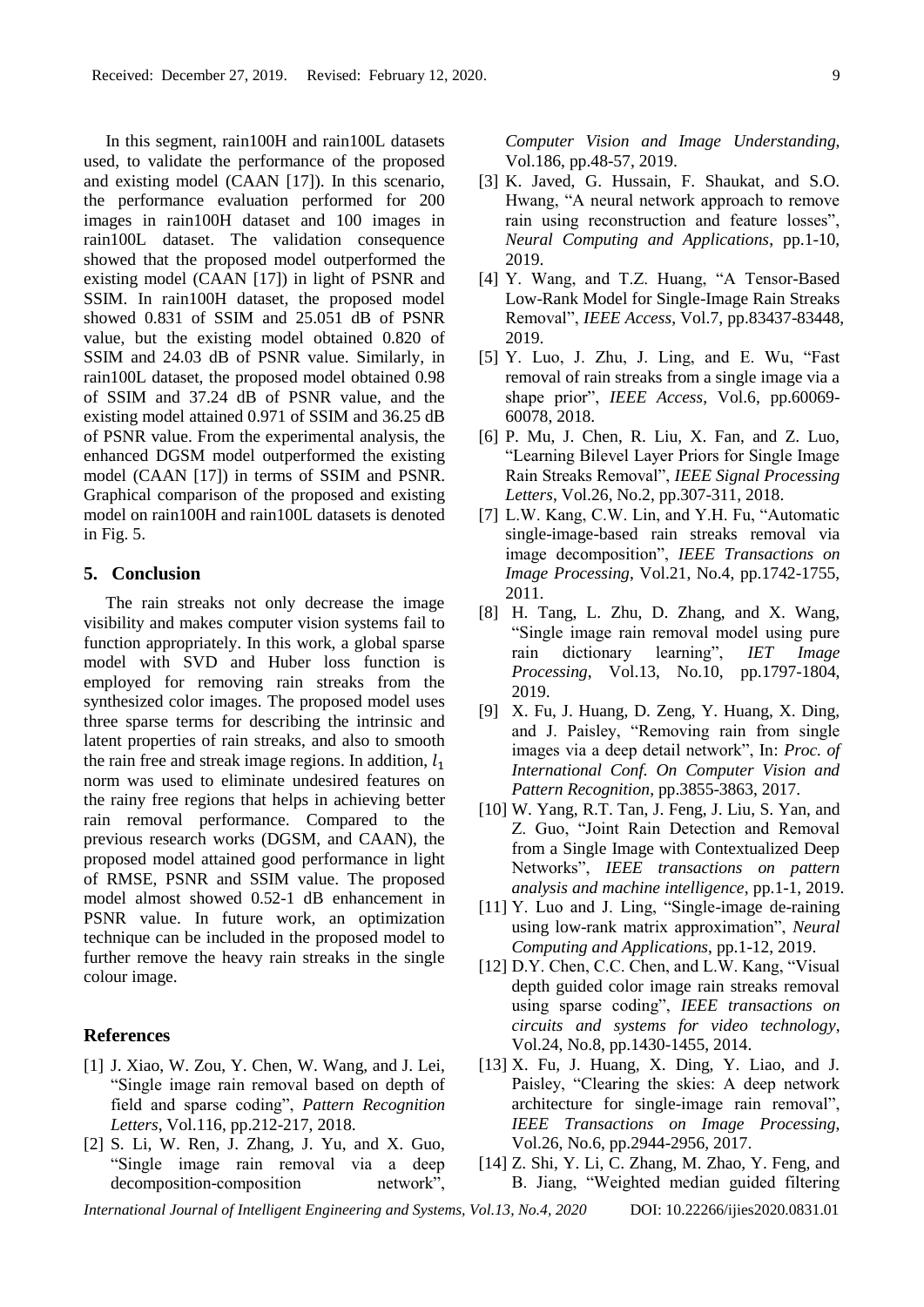In this segment, rain100H and rain100L datasets used, to validate the performance of the proposed and existing model (CAAN [17]). In this scenario, the performance evaluation performed for 200 images in rain100H dataset and 100 images in rain100L dataset. The validation consequence showed that the proposed model outperformed the existing model (CAAN [17]) in light of PSNR and SSIM. In rain100H dataset, the proposed model showed 0.831 of SSIM and 25.051 dB of PSNR value, but the existing model obtained 0.820 of SSIM and 24.03 dB of PSNR value. Similarly, in rain100L dataset, the proposed model obtained 0.98 of SSIM and 37.24 dB of PSNR value, and the existing model attained 0.971 of SSIM and 36.25 dB of PSNR value. From the experimental analysis, the enhanced DGSM model outperformed the existing model (CAAN [17]) in terms of SSIM and PSNR. Graphical comparison of the proposed and existing model on rain100H and rain100L datasets is denoted in Fig. 5.

## 5. Conclusion

The rain streaks not only decrease the image visibility and makes computer vision systems fail to function appropriately. In this work, a global sparse model with SVD and Huber loss function is employed for removing rain streaks from the synthesized color images. The proposed model uses three sparse terms for describing the intrinsic and latent properties of rain streaks, and also to smooth the rain free and streak image regions. In addition, $l_1$ norm was used to eliminate undesired features on the rainy free regions that helps in achieving better rain removal performance. Compared to the previous research works (DGSM, and CAAN), the proposed model attained good performance in light of RMSE, PSNR and SSIM value. The proposed model almost showed 0.52-1 dB enhancement in PSNR value. In future work, an optimization technique can be included in the proposed model to further remove the heavy rain streaks in the single colour image.

## References

[1] J. Xiao, W. Zou, Y. Chen, W. Wang, and J. Lei, "Single image rain removal based on depth of field and sparse coding", *Pattern Recognition Letters*, Vol.116, pp.212-217, 2018.

[2] S. Li, W. Ren, J. Zhang, J. Yu, and X. Guo, "Single image rain removal via a deep decomposition-composition network", *Computer Vision and Image Understanding*, Vol.186, pp.48-57, 2019.

[3] K. Javed, G. Hussain, F. Shaukat, and S.O. Hwang, "A neural network approach to remove rain using reconstruction and feature losses", *Neural Computing and Applications*, pp.1-10, 2019.

[4] Y. Wang, and T.Z. Huang, "A Tensor-Based Low-Rank Model for Single-Image Rain Streaks Removal", *IEEE Access*, Vol.7, pp.83437-83448, 2019.

[5] Y. Luo, J. Zhu, J. Ling, and E. Wu, "Fast removal of rain streaks from a single image via a shape prior", *IEEE Access*, Vol.6, pp.60069-60078, 2018.

[6] P. Mu, J. Chen, R. Liu, X. Fan, and Z. Luo, "Learning Bilevel Layer Priors for Single Image Rain Streaks Removal", *IEEE Signal Processing Letters*, Vol.26, No.2, pp.307-311, 2018.

[7] L.W. Kang, C.W. Lin, and Y.H. Fu, "Automatic single-image-based rain streaks removal via image decomposition", *IEEE Transactions on Image Processing*, Vol.21, No.4, pp.1742-1755, 2011.

[8] H. Tang, L. Zhu, D. Zhang, and X. Wang, "Single image rain removal model using pure rain dictionary learning", *IET Image Processing*, Vol.13, No.10, pp.1797-1804, 2019.

[9] X. Fu, J. Huang, D. Zeng, Y. Huang, X. Ding, and J. Paisley, "Removing rain from single images via a deep detail network", In: *Proc. of International Conf. On Computer Vision and Pattern Recognition*, pp.3855-3863, 2017.

[10] W. Yang, R.T. Tan, J. Feng, J. Liu, S. Yan, and Z. Guo, "Joint Rain Detection and Removal from a Single Image with Contextualized Deep Networks", *IEEE transactions on pattern analysis and machine intelligence*, pp.1-1, 2019.

[11] Y. Luo and J. Ling, "Single-image de-raining using low-rank matrix approximation", *Neural Computing and Applications*, pp.1-12, 2019.

[12] D.Y. Chen, C.C. Chen, and L.W. Kang, "Visual depth guided color image rain streaks removal using sparse coding", *IEEE transactions on circuits and systems for video technology*, Vol.24, No.8, pp.1430-1455, 2014.

[13] X. Fu, J. Huang, X. Ding, Y. Liao, and J. Paisley, "Clearing the skies: A deep network architecture for single-image rain removal", *IEEE Transactions on Image Processing*, Vol.26, No.6, pp.2944-2956, 2017.

[14] Z. Shi, Y. Li, C. Zhang, M. Zhao, Y. Feng, and B. Jiang, "Weighted median guided filtering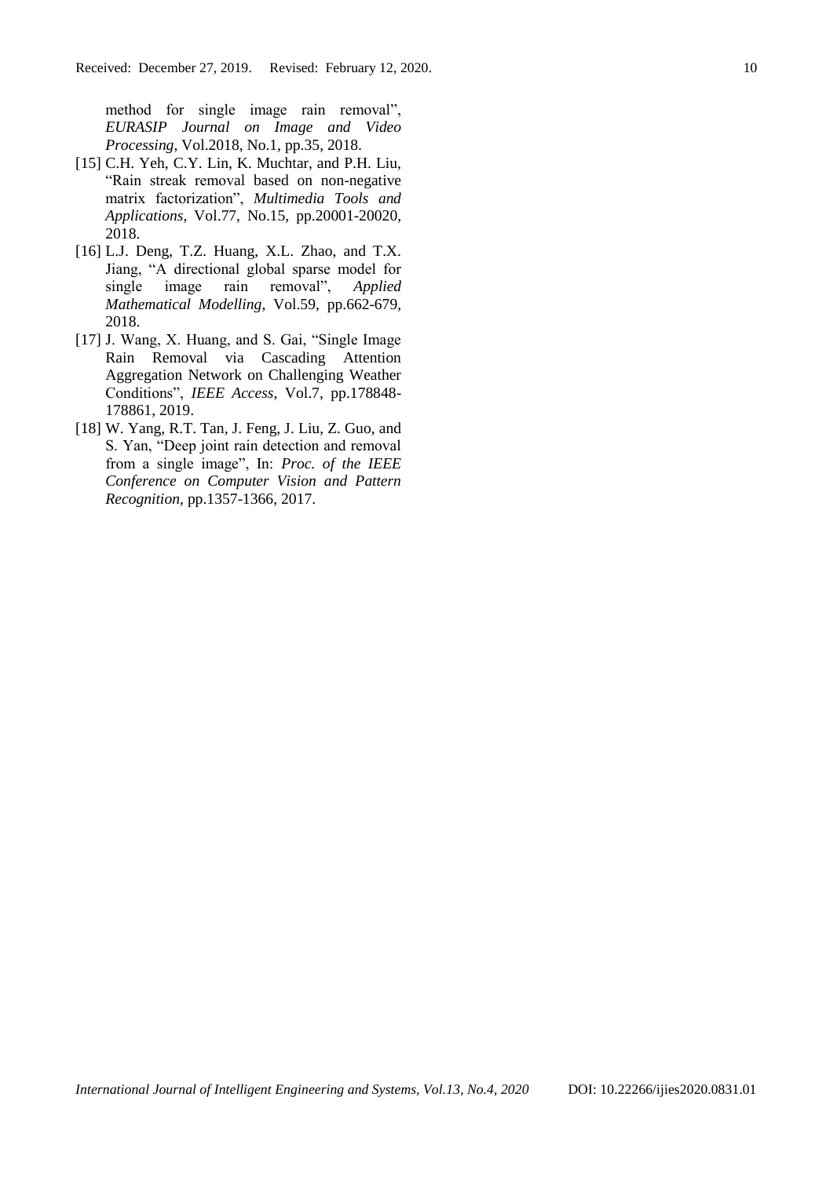method for single image rain removal", *EURASIP Journal on Image and Video Processing*, Vol.2018, No.1, pp.35, 2018.

[15] C.H. Yeh, C.Y. Lin, K. Muchtar, and P.H. Liu, "Rain streak removal based on non-negative matrix factorization", *Multimedia Tools and Applications*, Vol.77, No.15, pp.20001-20020, 2018.

[16] L.J. Deng, T.Z. Huang, X.L. Zhao, and T.X. Jiang, "A directional global sparse model for single image rain removal", *Applied Mathematical Modelling*, Vol.59, pp.662-679, 2018.

[17] J. Wang, X. Huang, and S. Gai, "Single Image Rain Removal via Cascading Attention Aggregation Network on Challenging Weather Conditions", *IEEE Access*, Vol.7, pp.178848-178861, 2019.

[18] W. Yang, R.T. Tan, J. Feng, J. Liu, Z. Guo, and S. Yan, "Deep joint rain detection and removal from a single image", In: *Proc. of the IEEE Conference on Computer Vision and Pattern Recognition*, pp.1357-1366, 2017.